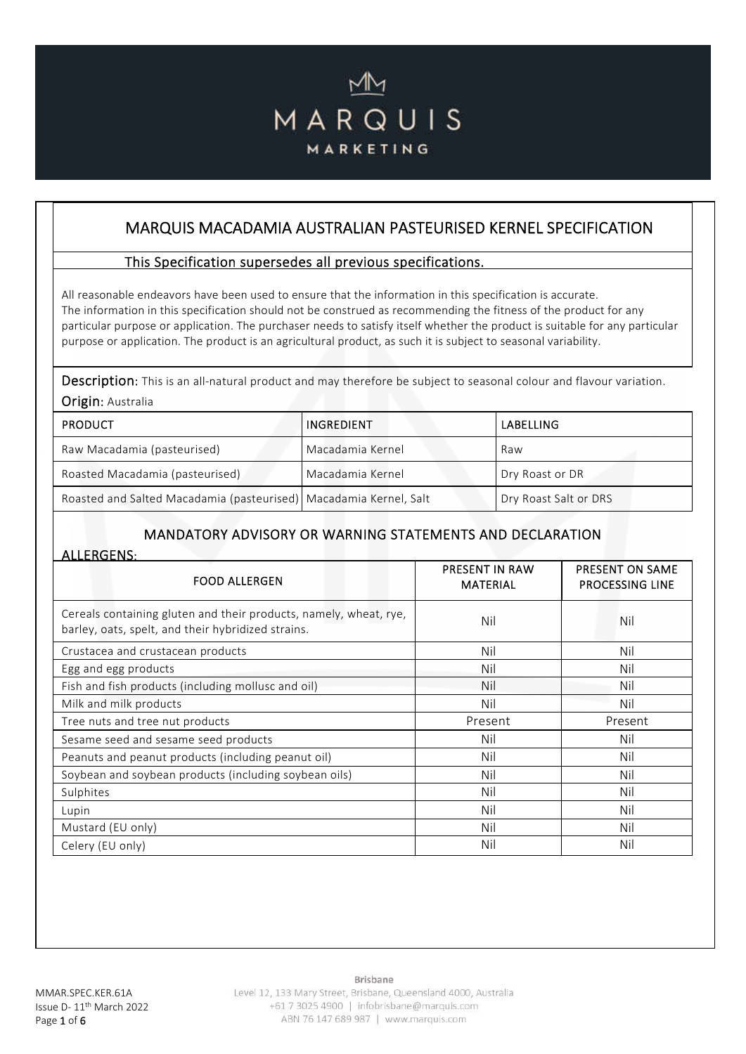# MARQUIS MARKETING

## MARQUIS MACADAMIA AUSTRALIAN PASTEURISED KERNEL SPECIFICATION

This Specification supersedes all previous specifications.

All reasonable endeavors have been used to ensure that the information in this specification is accurate. The information in this specification should not be construed as recommending the fitness of the product for any particular purpose or application. The purchaser needs to satisfy itself whether the product is suitable for any particular purpose or application. The product is an agricultural product, as such it is subject to seasonal variability.

**Description:** This is an all-natural product and may therefore be subject to seasonal colour and flavour variation.

**Origin:** Australia

| PRODUCT | INGREDIENT | LABELLING |
|---|---|---|
| Raw Macadamia (pasteurised) | Macadamia Kernel | Raw |
| Roasted Macadamia (pasteurised) | Macadamia Kernel | Dry Roast or DR |
| Roasted and Salted Macadamia (pasteurised) | Macadamia Kernel, Salt | Dry Roast Salt or DRS |

### MANDATORY ADVISORY OR WARNING STATEMENTS AND DECLARATION

ALLERGENS:

| FOOD ALLERGEN | PRESENT IN RAW MATERIAL | PRESENT ON SAME PROCESSING LINE |
|---|---|---|
| Cereals containing gluten and their products, namely, wheat, rye, barley, oats, spelt, and their hybridized strains. | Nil | Nil |
| Crustacea and crustacean products | Nil | Nil |
| Egg and egg products | Nil | Nil |
| Fish and fish products (including mollusc and oil) | Nil | Nil |
| Milk and milk products | Nil | Nil |
| Tree nuts and tree nut products | Present | Present |
| Sesame seed and sesame seed products | Nil | Nil |
| Peanuts and peanut products (including peanut oil) | Nil | Nil |
| Soybean and soybean products (including soybean oils) | Nil | Nil |
| Sulphites | Nil | Nil |
| Lupin | Nil | Nil |
| Mustard (EU only) | Nil | Nil |
| Celery (EU only) | Nil | Nil |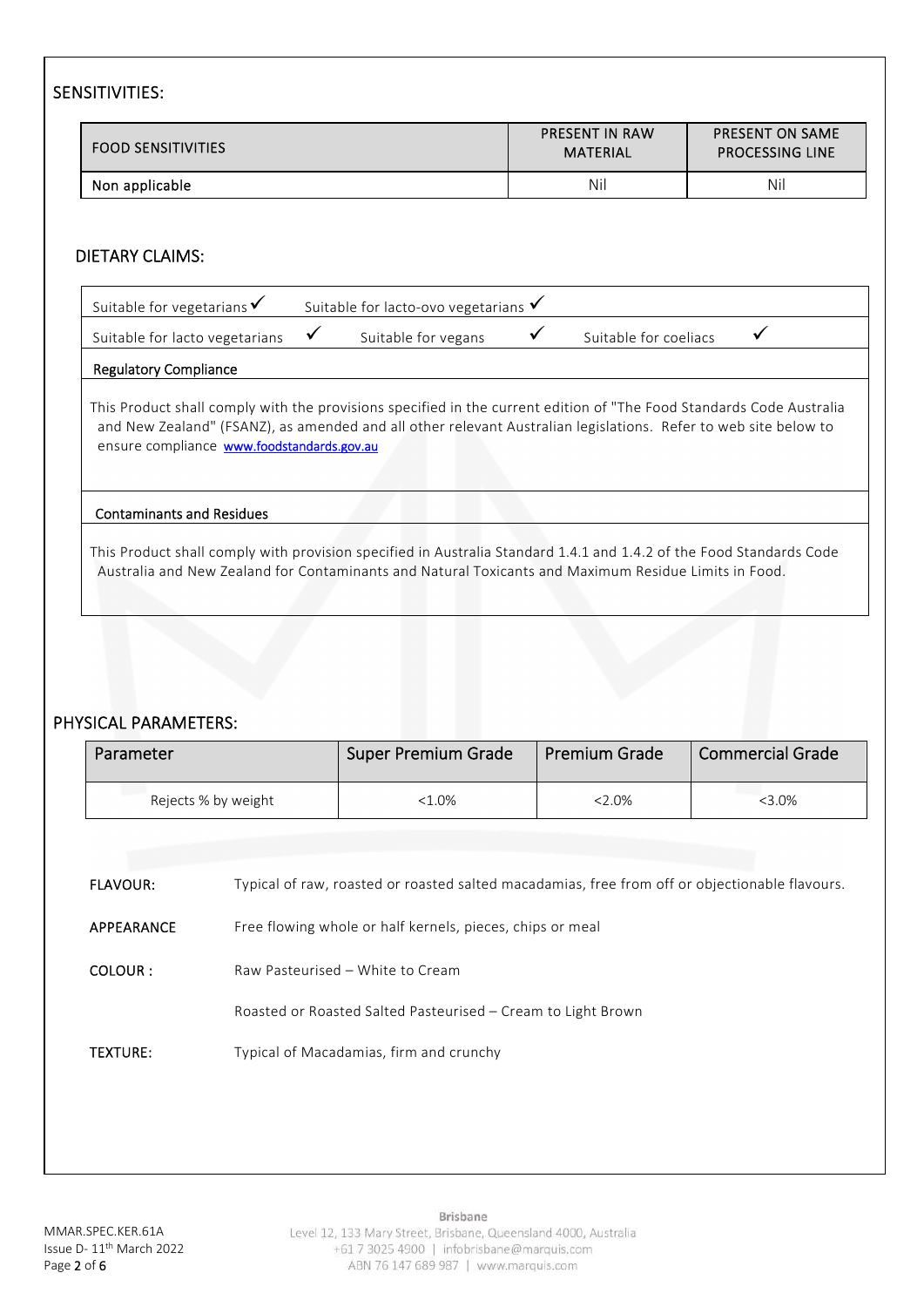## SENSITIVITIES:

| FOOD SENSITIVITIES | PRESENT IN RAW MATERIAL | PRESENT ON SAME PROCESSING LINE |
|---|---|---|
| Non applicable | Nil | Nil |

## DIETARY CLAIMS:

| | | |
|---|---|---|
| Suitable for vegetarians ✓ | Suitable for lacto-ovo vegetarians ✓ | |
| Suitable for lacto vegetarians ✓ | Suitable for vegans ✓ | Suitable for coeliacs ✓ |

**Regulatory Compliance**

This Product shall comply with the provisions specified in the current edition of "The Food Standards Code Australia and New Zealand" (FSANZ), as amended and all other relevant Australian legislations. Refer to web site below to ensure compliance [www.foodstandards.gov.au](www.foodstandards.gov.au)

**Contaminants and Residues**

This Product shall comply with provision specified in Australia Standard 1.4.1 and 1.4.2 of the Food Standards Code Australia and New Zealand for Contaminants and Natural Toxicants and Maximum Residue Limits in Food.

## PHYSICAL PARAMETERS:

| Parameter | Super Premium Grade | Premium Grade | Commercial Grade |
|---|---|---|---|
| Rejects % by weight | <1.0% | <2.0% | <3.0% |

FLAVOUR: Typical of raw, roasted or roasted salted macadamias, free from off or objectionable flavours.

APPEARANCE Free flowing whole or half kernels, pieces, chips or meal

COLOUR : Raw Pasteurised – White to Cream

Roasted or Roasted Salted Pasteurised – Cream to Light Brown

TEXTURE: Typical of Macadamias, firm and crunchy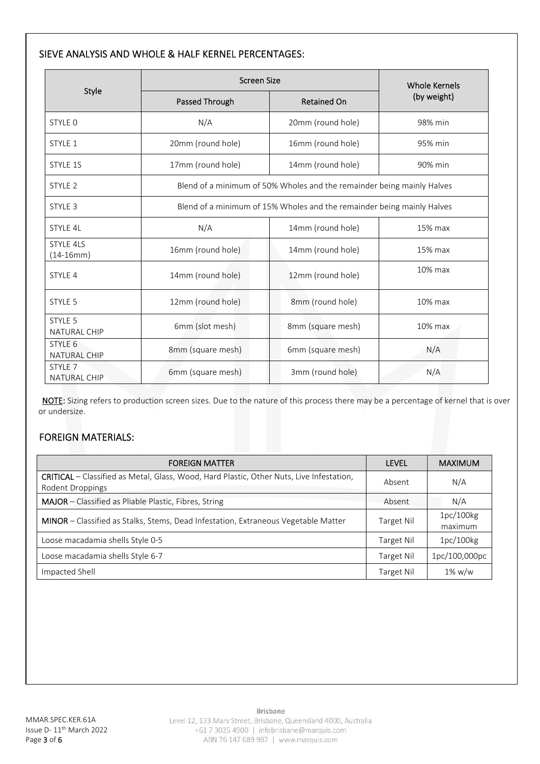## SIEVE ANALYSIS AND WHOLE & HALF KERNEL PERCENTAGES:

| Style | Screen Size | | Whole Kernels (by weight) |
|---|---|---|---|
| | Passed Through | Retained On | |
| STYLE 0 | N/A | 20mm (round hole) | 98% min |
| STYLE 1 | 20mm (round hole) | 16mm (round hole) | 95% min |
| STYLE 1S | 17mm (round hole) | 14mm (round hole) | 90% min |
| STYLE 2 | Blend of a minimum of 50% Wholes and the remainder being mainly Halves | | |
| STYLE 3 | Blend of a minimum of 15% Wholes and the remainder being mainly Halves | | |
| STYLE 4L | N/A | 14mm (round hole) | 15% max |
| STYLE 4LS (14-16mm) | 16mm (round hole) | 14mm (round hole) | 15% max |
| STYLE 4 | 14mm (round hole) | 12mm (round hole) | 10% max |
| STYLE 5 | 12mm (round hole) | 8mm (round hole) | 10% max |
| STYLE 5 NATURAL CHIP | 6mm (slot mesh) | 8mm (square mesh) | 10% max |
| STYLE 6 NATURAL CHIP | 8mm (square mesh) | 6mm (square mesh) | N/A |
| STYLE 7 NATURAL CHIP | 6mm (square mesh) | 3mm (round hole) | N/A |

**NOTE:** Sizing refers to production screen sizes. Due to the nature of this process there may be a percentage of kernel that is over or undersize.

## FOREIGN MATERIALS:

| FOREIGN MATTER | LEVEL | MAXIMUM |
|---|---|---|
| **CRITICAL** – Classified as Metal, Glass, Wood, Hard Plastic, Other Nuts, Live Infestation, Rodent Droppings | Absent | N/A |
| **MAJOR** – Classified as Pliable Plastic, Fibres, String | Absent | N/A |
| **MINOR** – Classified as Stalks, Stems, Dead Infestation, Extraneous Vegetable Matter | Target Nil | 1pc/100kg maximum |
| Loose macadamia shells Style 0-5 | Target Nil | 1pc/100kg |
| Loose macadamia shells Style 6-7 | Target Nil | 1pc/100,000pc |
| Impacted Shell | Target Nil | 1% w/w |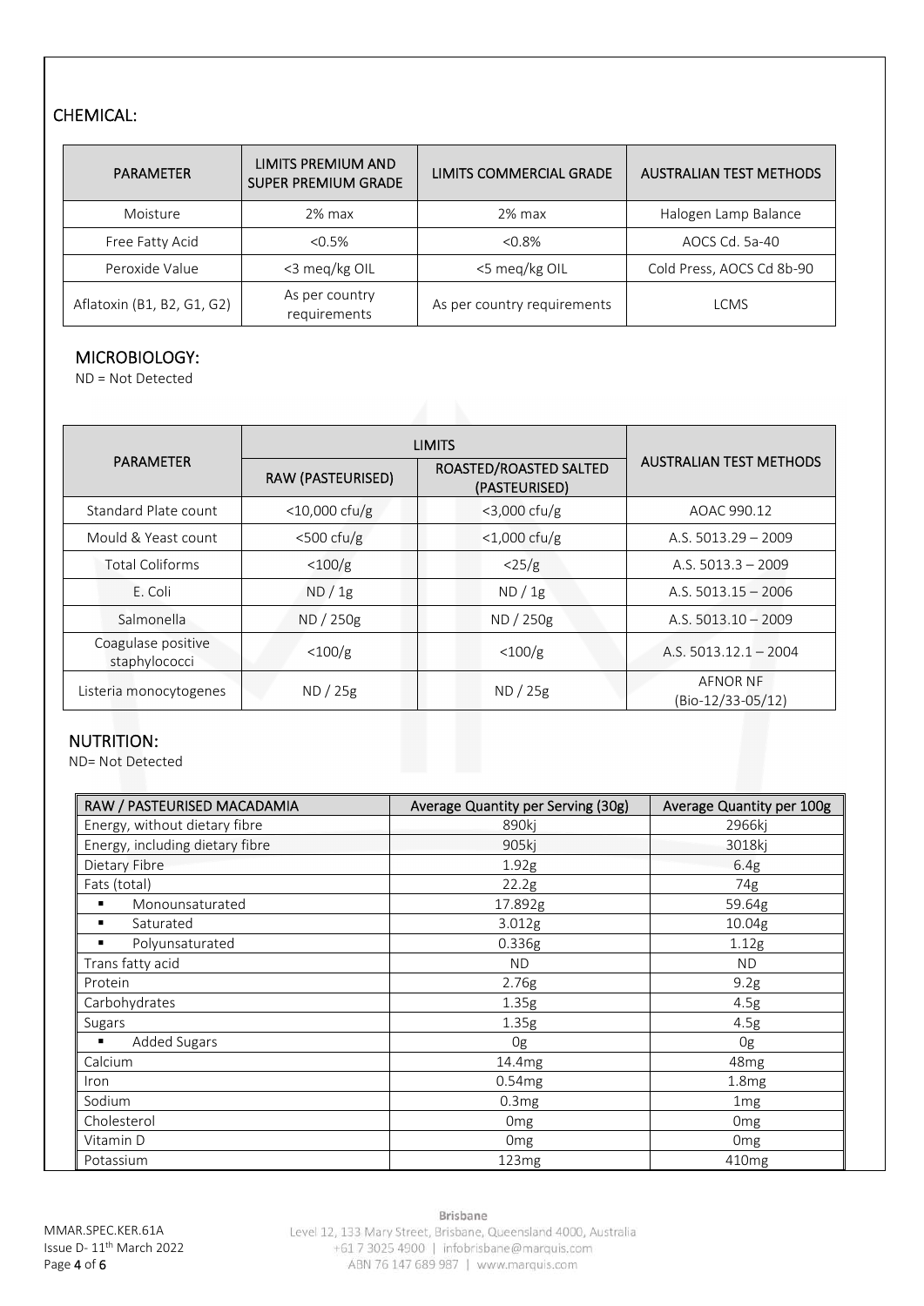## CHEMICAL:

| PARAMETER | LIMITS PREMIUM AND SUPER PREMIUM GRADE | LIMITS COMMERCIAL GRADE | AUSTRALIAN TEST METHODS |
|---|---|---|---|
| Moisture | 2% max | 2% max | Halogen Lamp Balance |
| Free Fatty Acid | <0.5% | <0.8% | AOCS Cd. 5a-40 |
| Peroxide Value | <3 meq/kg OIL | <5 meq/kg OIL | Cold Press, AOCS Cd 8b-90 |
| Aflatoxin (B1, B2, G1, G2) | As per country requirements | As per country requirements | LCMS |

## MICROBIOLOGY:

ND = Not Detected

| PARAMETER | LIMITS | | AUSTRALIAN TEST METHODS |
|---|---|---|---|
| | RAW (PASTEURISED) | ROASTED/ROASTED SALTED (PASTEURISED) | |
| Standard Plate count | <10,000 cfu/g | <3,000 cfu/g | AOAC 990.12 |
| Mould & Yeast count | <500 cfu/g | <1,000 cfu/g | A.S. 5013.29 – 2009 |
| Total Coliforms | <100/g | <25/g | A.S. 5013.3 – 2009 |
| E. Coli | ND / 1g | ND / 1g | A.S. 5013.15 – 2006 |
| Salmonella | ND / 250g | ND / 250g | A.S. 5013.10 – 2009 |
| Coagulase positive staphylococci | <100/g | <100/g | A.S. 5013.12.1 – 2004 |
| Listeria monocytogenes | ND / 25g | ND / 25g | AFNOR NF (Bio-12/33-05/12) |

## NUTRITION:

ND= Not Detected

| RAW / PASTEURISED MACADAMIA | Average Quantity per Serving (30g) | Average Quantity per 100g |
|---|---|---|
| Energy, without dietary fibre | 890kj | 2966kj |
| Energy, including dietary fibre | 905kj | 3018kj |
| Dietary Fibre | 1.92g | 6.4g |
| Fats (total) | 22.2g | 74g |
| ▪ Monounsaturated | 17.892g | 59.64g |
| ▪ Saturated | 3.012g | 10.04g |
| ▪ Polyunsaturated | 0.336g | 1.12g |
| Trans fatty acid | ND | ND |
| Protein | 2.76g | 9.2g |
| Carbohydrates | 1.35g | 4.5g |
| Sugars | 1.35g | 4.5g |
| ▪ Added Sugars | 0g | 0g |
| Calcium | 14.4mg | 48mg |
| Iron | 0.54mg | 1.8mg |
| Sodium | 0.3mg | 1mg |
| Cholesterol | 0mg | 0mg |
| Vitamin D | 0mg | 0mg |
| Potassium | 123mg | 410mg |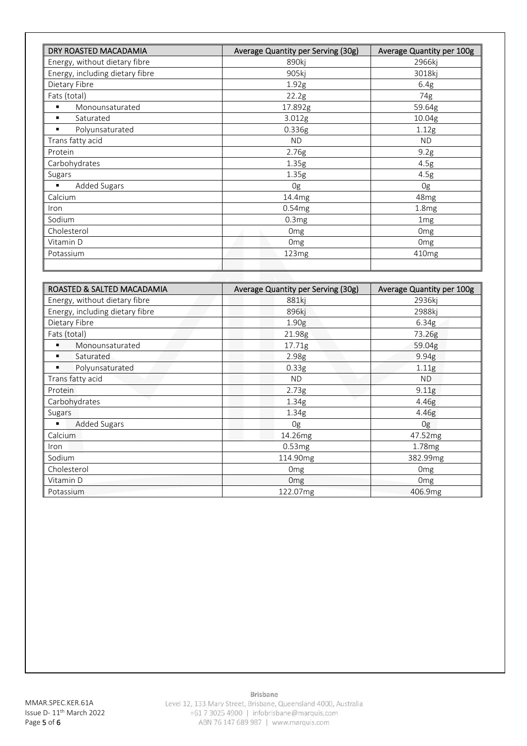| DRY ROASTED MACADAMIA | Average Quantity per Serving (30g) | Average Quantity per 100g |
|---|---|---|
| Energy, without dietary fibre | 890kj | 2966kj |
| Energy, including dietary fibre | 905kj | 3018kj |
| Dietary Fibre | 1.92g | 6.4g |
| Fats (total) | 22.2g | 74g |
| ▪ Monounsaturated | 17.892g | 59.64g |
| ▪ Saturated | 3.012g | 10.04g |
| ▪ Polyunsaturated | 0.336g | 1.12g |
| Trans fatty acid | ND | ND |
| Protein | 2.76g | 9.2g |
| Carbohydrates | 1.35g | 4.5g |
| Sugars | 1.35g | 4.5g |
| ▪ Added Sugars | 0g | 0g |
| Calcium | 14.4mg | 48mg |
| Iron | 0.54mg | 1.8mg |
| Sodium | 0.3mg | 1mg |
| Cholesterol | 0mg | 0mg |
| Vitamin D | 0mg | 0mg |
| Potassium | 123mg | 410mg |
| | | |

| ROASTED & SALTED MACADAMIA | Average Quantity per Serving (30g) | Average Quantity per 100g |
|---|---|---|
| Energy, without dietary fibre | 881kj | 2936kj |
| Energy, including dietary fibre | 896kj | 2988kj |
| Dietary Fibre | 1.90g | 6.34g |
| Fats (total) | 21.98g | 73.26g |
| ▪ Monounsaturated | 17.71g | 59.04g |
| ▪ Saturated | 2.98g | 9.94g |
| ▪ Polyunsaturated | 0.33g | 1.11g |
| Trans fatty acid | ND | ND |
| Protein | 2.73g | 9.11g |
| Carbohydrates | 1.34g | 4.46g |
| Sugars | 1.34g | 4.46g |
| ▪ Added Sugars | 0g | 0g |
| Calcium | 14.26mg | 47.52mg |
| Iron | 0.53mg | 1.78mg |
| Sodium | 114.90mg | 382.99mg |
| Cholesterol | 0mg | 0mg |
| Vitamin D | 0mg | 0mg |
| Potassium | 122.07mg | 406.9mg |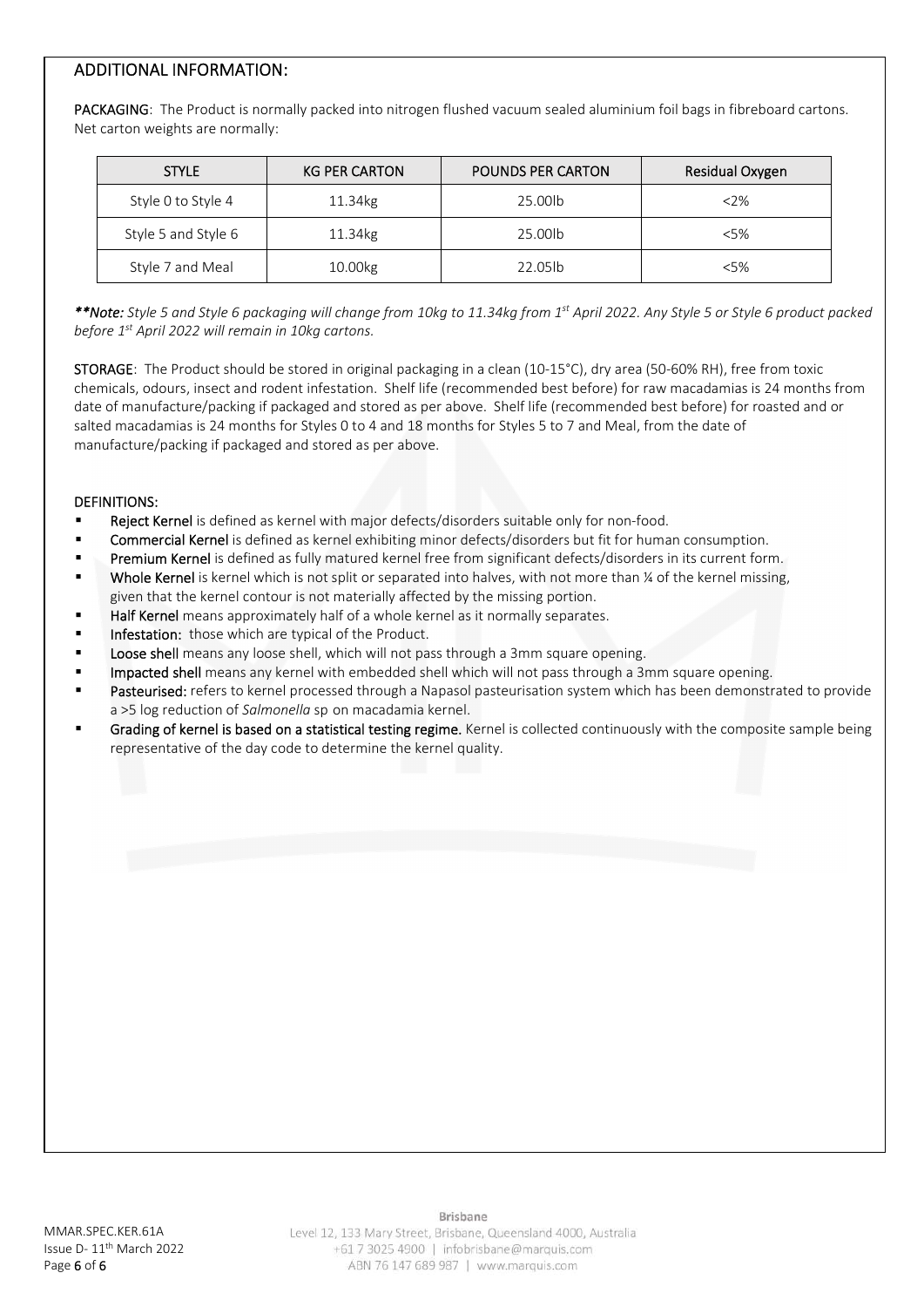## ADDITIONAL INFORMATION:

**PACKAGING**: The Product is normally packed into nitrogen flushed vacuum sealed aluminium foil bags in fibreboard cartons. Net carton weights are normally:

| STYLE | KG PER CARTON | POUNDS PER CARTON | Residual Oxygen |
|---|---|---|---|
| Style 0 to Style 4 | 11.34kg | 25.00lb | <2% |
| Style 5 and Style 6 | 11.34kg | 25.00lb | <5% |
| Style 7 and Meal | 10.00kg | 22.05lb | <5% |

***\*\*Note:** Style 5 and Style 6 packaging will change from 10kg to 11.34kg from 1st April 2022. Any Style 5 or Style 6 product packed before 1st April 2022 will remain in 10kg cartons.*

**STORAGE**: The Product should be stored in original packaging in a clean (10-15°C), dry area (50-60% RH), free from toxic chemicals, odours, insect and rodent infestation. Shelf life (recommended best before) for raw macadamias is 24 months from date of manufacture/packing if packaged and stored as per above. Shelf life (recommended best before) for roasted and or salted macadamias is 24 months for Styles 0 to 4 and 18 months for Styles 5 to 7 and Meal, from the date of manufacture/packing if packaged and stored as per above.

**DEFINITIONS:**

- **Reject Kernel** is defined as kernel with major defects/disorders suitable only for non-food.
- **Commercial Kernel** is defined as kernel exhibiting minor defects/disorders but fit for human consumption.
- **Premium Kernel** is defined as fully matured kernel free from significant defects/disorders in its current form.
- **Whole Kernel** is kernel which is not split or separated into halves, with not more than ¼ of the kernel missing, given that the kernel contour is not materially affected by the missing portion.
- **Half Kernel** means approximately half of a whole kernel as it normally separates.
- **Infestation:** those which are typical of the Product.
- **Loose shell** means any loose shell, which will not pass through a 3mm square opening.
- **Impacted shell** means any kernel with embedded shell which will not pass through a 3mm square opening.
- **Pasteurised:** refers to kernel processed through a Napasol pasteurisation system which has been demonstrated to provide a >5 log reduction of *Salmonella* sp on macadamia kernel.
- **Grading of kernel is based on a statistical testing regime.** Kernel is collected continuously with the composite sample being representative of the day code to determine the kernel quality.